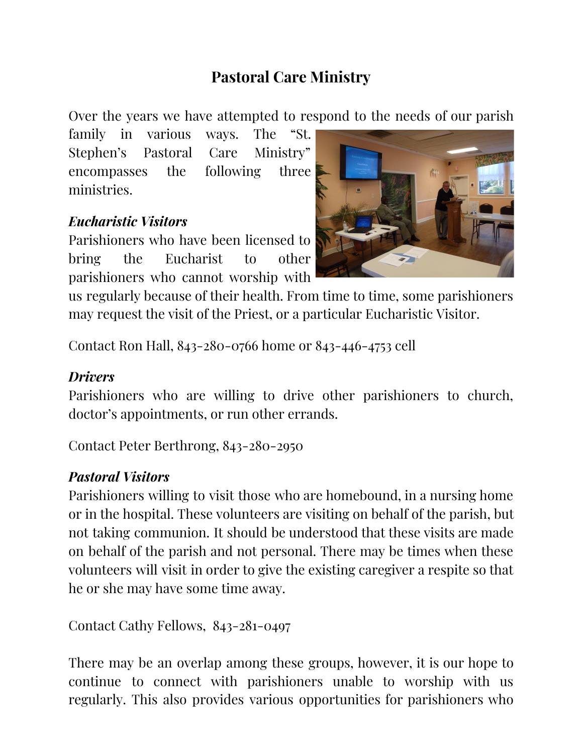# Pastoral Care Ministry

Over the years we have attempted to respond to the needs of our parish family in various ways. The "St. Stephen's Pastoral Care Ministry" encompasses the following three ministries.

***Eucharistic Visitors***
Parishioners who have been licensed to bring the Eucharist to other parishioners who cannot worship with us regularly because of their health. From time to time, some parishioners may request the visit of the Priest, or a particular Eucharistic Visitor.

Contact Ron Hall, 843-280-0766 home or 843-446-4753 cell

***Drivers***
Parishioners who are willing to drive other parishioners to church, doctor's appointments, or run other errands.

Contact Peter Berthrong, 843-280-2950

***Pastoral Visitors***
Parishioners willing to visit those who are homebound, in a nursing home or in the hospital. These volunteers are visiting on behalf of the parish, but not taking communion. It should be understood that these visits are made on behalf of the parish and not personal. There may be times when these volunteers will visit in order to give the existing caregiver a respite so that he or she may have some time away.

Contact Cathy Fellows, 843-281-0497

There may be an overlap among these groups, however, it is our hope to continue to connect with parishioners unable to worship with us regularly. This also provides various opportunities for parishioners who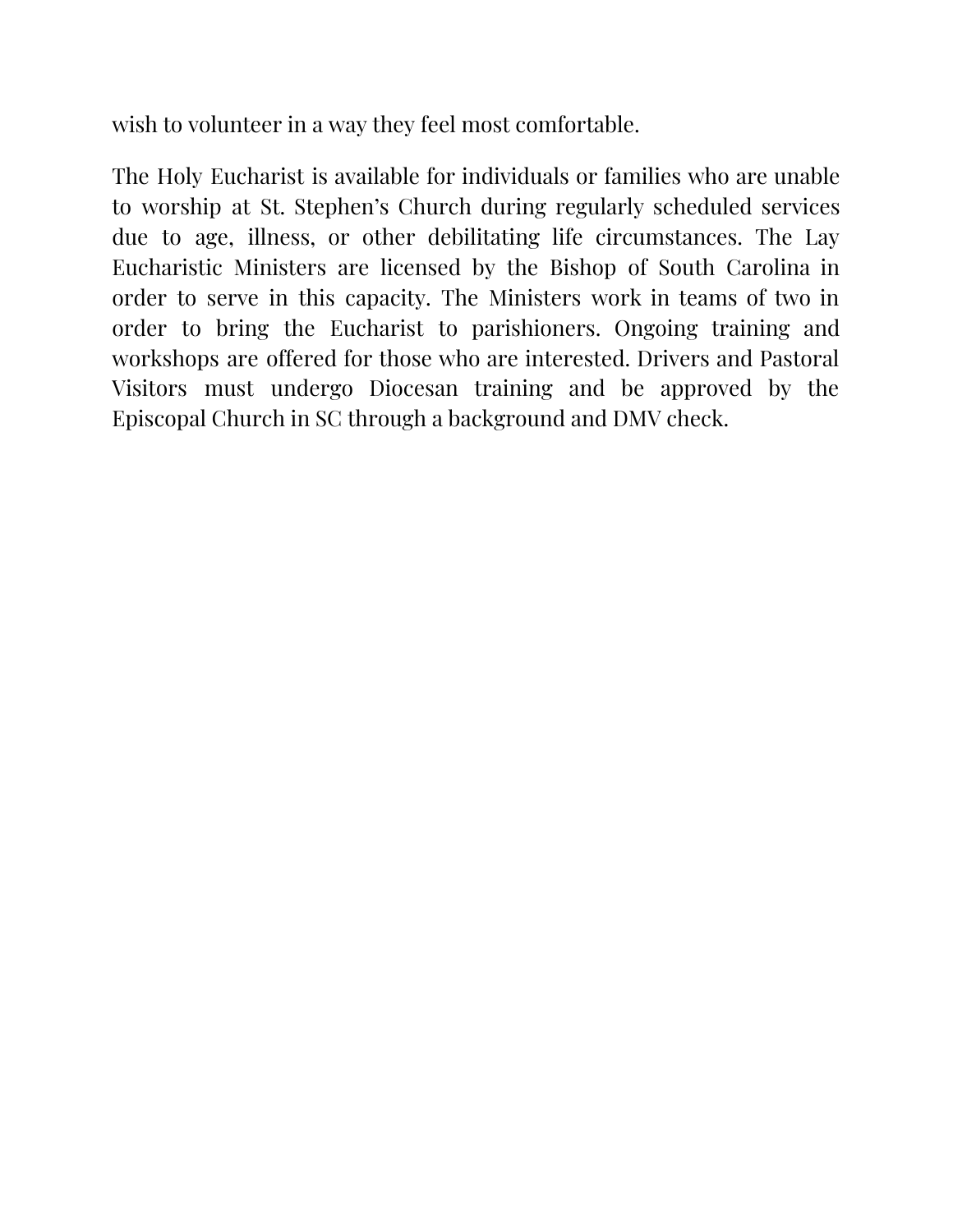wish to volunteer in a way they feel most comfortable.

The Holy Eucharist is available for individuals or families who are unable to worship at St. Stephen's Church during regularly scheduled services due to age, illness, or other debilitating life circumstances. The Lay Eucharistic Ministers are licensed by the Bishop of South Carolina in order to serve in this capacity. The Ministers work in teams of two in order to bring the Eucharist to parishioners. Ongoing training and workshops are offered for those who are interested. Drivers and Pastoral Visitors must undergo Diocesan training and be approved by the Episcopal Church in SC through a background and DMV check.